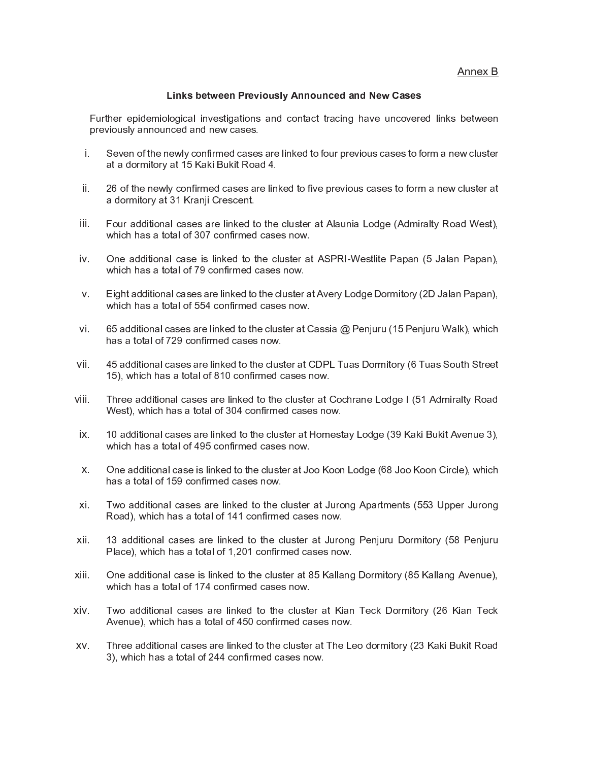Annex B

### Links between Previously Announced and New Cases

Further epidemiological investigations and contact tracing have uncovered links between previously announced and new cases.

i. Seven of the newly confirmed cases are linked to four previous cases to form a new cluster at a dormitory at 15 Kaki Bukit Road 4.

ii. 26 of the newly confirmed cases are linked to five previous cases to form a new cluster at a dormitory at 31 Kranji Crescent.

iii. Four additional cases are linked to the cluster at Alaunia Lodge (Admiralty Road West), which has a total of 307 confirmed cases now.

iv. One additional case is linked to the cluster at ASPRI-Westlite Papan (5 Jalan Papan), which has a total of 79 confirmed cases now.

v. Eight additional cases are linked to the cluster at Avery Lodge Dormitory (2D Jalan Papan), which has a total of 554 confirmed cases now.

vi. 65 additional cases are linked to the cluster at Cassia @ Penjuru (15 Penjuru Walk), which has a total of 729 confirmed cases now.

vii. 45 additional cases are linked to the cluster at CDPL Tuas Dormitory (6 Tuas South Street 15), which has a total of 810 confirmed cases now.

viii. Three additional cases are linked to the cluster at Cochrane Lodge I (51 Admiralty Road West), which has a total of 304 confirmed cases now.

ix. 10 additional cases are linked to the cluster at Homestay Lodge (39 Kaki Bukit Avenue 3), which has a total of 495 confirmed cases now.

x. One additional case is linked to the cluster at Joo Koon Lodge (68 Joo Koon Circle), which has a total of 159 confirmed cases now.

xi. Two additional cases are linked to the cluster at Jurong Apartments (553 Upper Jurong Road), which has a total of 141 confirmed cases now.

xii. 13 additional cases are linked to the cluster at Jurong Penjuru Dormitory (58 Penjuru Place), which has a total of 1,201 confirmed cases now.

xiii. One additional case is linked to the cluster at 85 Kallang Dormitory (85 Kallang Avenue), which has a total of 174 confirmed cases now.

xiv. Two additional cases are linked to the cluster at Kian Teck Dormitory (26 Kian Teck Avenue), which has a total of 450 confirmed cases now.

xv. Three additional cases are linked to the cluster at The Leo dormitory (23 Kaki Bukit Road 3), which has a total of 244 confirmed cases now.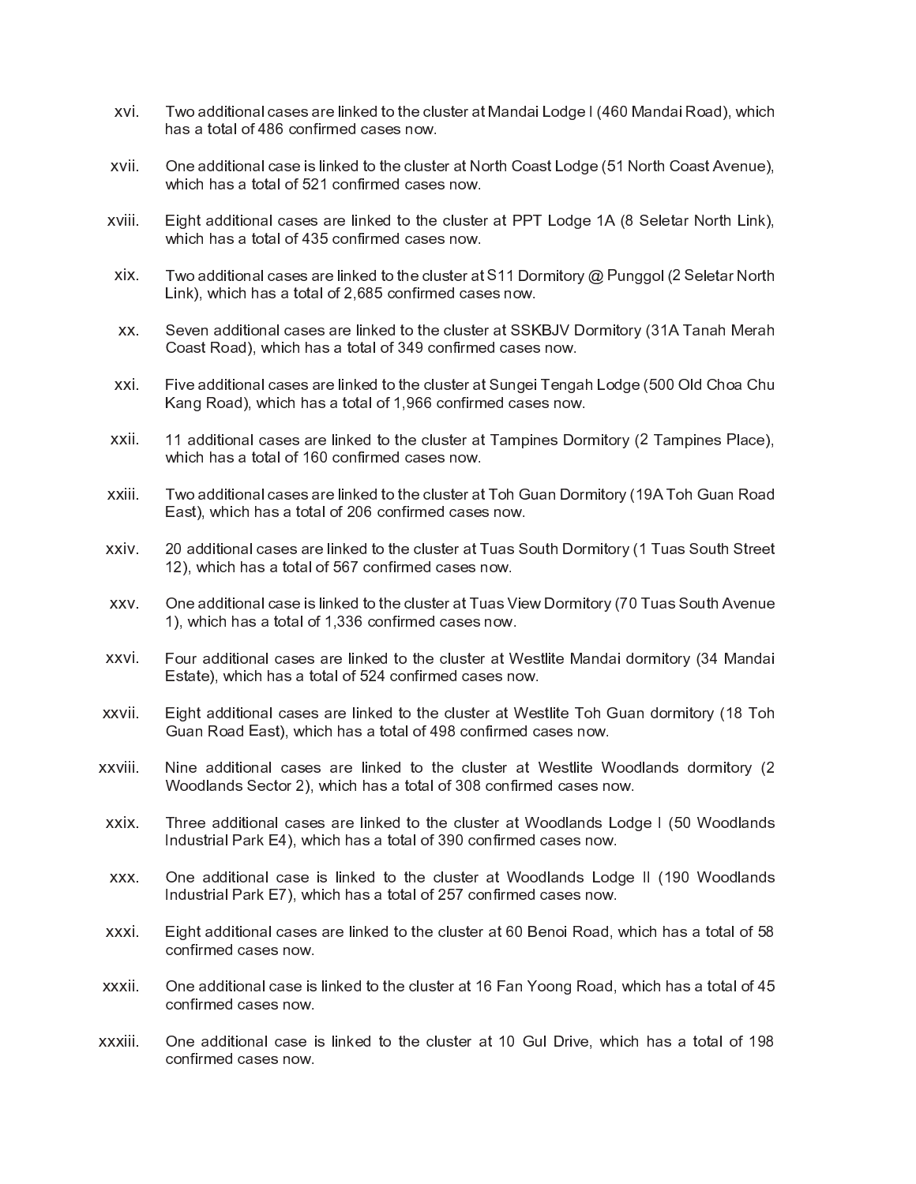xvi. Two additional cases are linked to the cluster at Mandai Lodge I (460 Mandai Road), which has a total of 486 confirmed cases now.

xvii. One additional case is linked to the cluster at North Coast Lodge (51 North Coast Avenue), which has a total of 521 confirmed cases now.

xviii. Eight additional cases are linked to the cluster at PPT Lodge 1A (8 Seletar North Link), which has a total of 435 confirmed cases now.

xix. Two additional cases are linked to the cluster at S11 Dormitory @ Punggol (2 Seletar North Link), which has a total of 2,685 confirmed cases now.

xx. Seven additional cases are linked to the cluster at SSKBJV Dormitory (31A Tanah Merah Coast Road), which has a total of 349 confirmed cases now.

xxi. Five additional cases are linked to the cluster at Sungei Tengah Lodge (500 Old Choa Chu Kang Road), which has a total of 1,966 confirmed cases now.

xxii. 11 additional cases are linked to the cluster at Tampines Dormitory (2 Tampines Place), which has a total of 160 confirmed cases now.

xxiii. Two additional cases are linked to the cluster at Toh Guan Dormitory (19A Toh Guan Road East), which has a total of 206 confirmed cases now.

xxiv. 20 additional cases are linked to the cluster at Tuas South Dormitory (1 Tuas South Street 12), which has a total of 567 confirmed cases now.

xxv. One additional case is linked to the cluster at Tuas View Dormitory (70 Tuas South Avenue 1), which has a total of 1,336 confirmed cases now.

xxvi. Four additional cases are linked to the cluster at Westlite Mandai dormitory (34 Mandai Estate), which has a total of 524 confirmed cases now.

xxvii. Eight additional cases are linked to the cluster at Westlite Toh Guan dormitory (18 Toh Guan Road East), which has a total of 498 confirmed cases now.

xxviii. Nine additional cases are linked to the cluster at Westlite Woodlands dormitory (2 Woodlands Sector 2), which has a total of 308 confirmed cases now.

xxix. Three additional cases are linked to the cluster at Woodlands Lodge I (50 Woodlands Industrial Park E4), which has a total of 390 confirmed cases now.

xxx. One additional case is linked to the cluster at Woodlands Lodge II (190 Woodlands Industrial Park E7), which has a total of 257 confirmed cases now.

xxxi. Eight additional cases are linked to the cluster at 60 Benoi Road, which has a total of 58 confirmed cases now.

xxxii. One additional case is linked to the cluster at 16 Fan Yoong Road, which has a total of 45 confirmed cases now.

xxxiii. One additional case is linked to the cluster at 10 Gul Drive, which has a total of 198 confirmed cases now.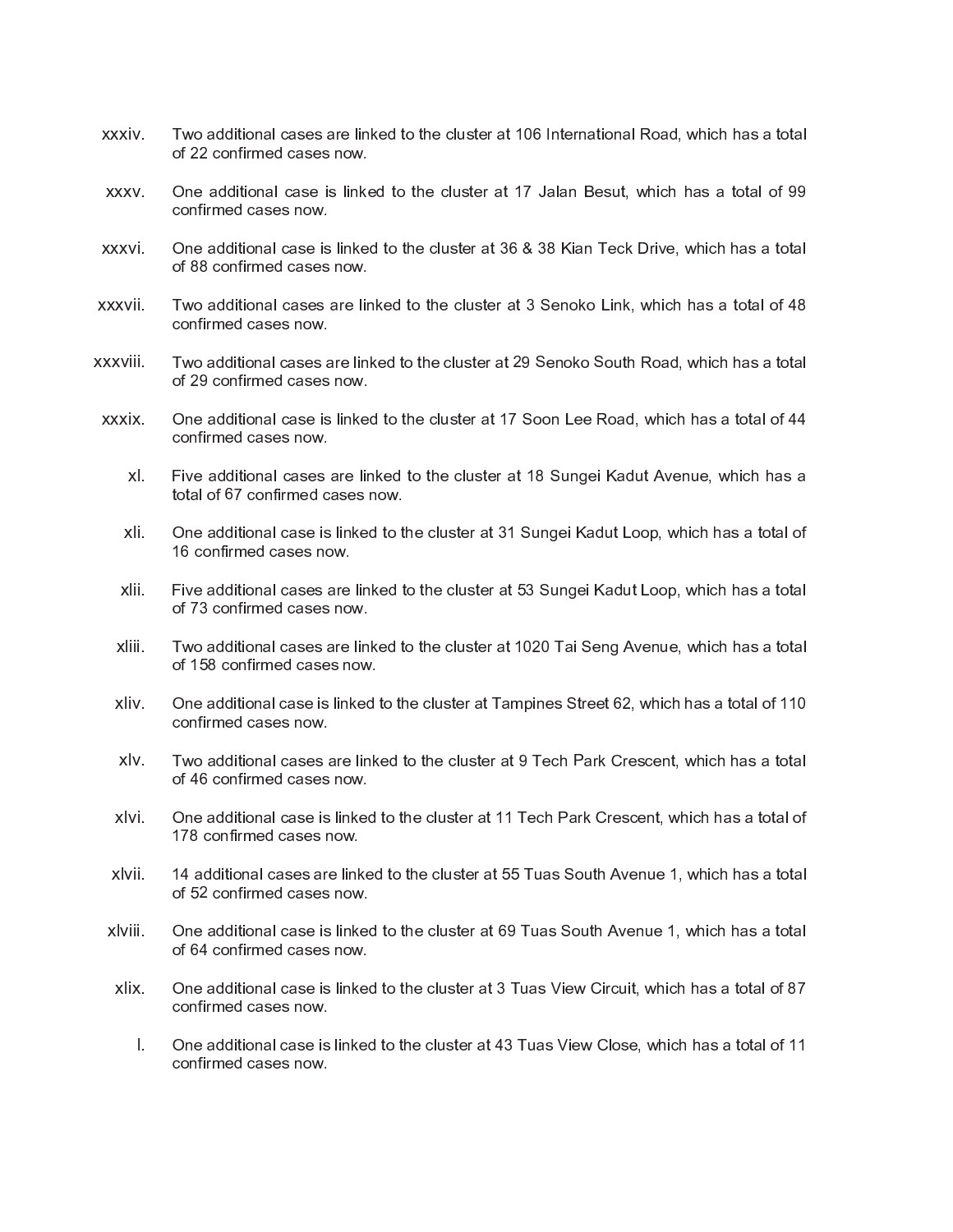xxxiv. Two additional cases are linked to the cluster at 106 International Road, which has a total of 22 confirmed cases now.

xxxv. One additional case is linked to the cluster at 17 Jalan Besut, which has a total of 99 confirmed cases now.

xxxvi. One additional case is linked to the cluster at 36 & 38 Kian Teck Drive, which has a total of 88 confirmed cases now.

xxxvii. Two additional cases are linked to the cluster at 3 Senoko Link, which has a total of 48 confirmed cases now.

xxxviii. Two additional cases are linked to the cluster at 29 Senoko South Road, which has a total of 29 confirmed cases now.

xxxix. One additional case is linked to the cluster at 17 Soon Lee Road, which has a total of 44 confirmed cases now.

xl. Five additional cases are linked to the cluster at 18 Sungei Kadut Avenue, which has a total of 67 confirmed cases now.

xli. One additional case is linked to the cluster at 31 Sungei Kadut Loop, which has a total of 16 confirmed cases now.

xlii. Five additional cases are linked to the cluster at 53 Sungei Kadut Loop, which has a total of 73 confirmed cases now.

xliii. Two additional cases are linked to the cluster at 1020 Tai Seng Avenue, which has a total of 158 confirmed cases now.

xliv. One additional case is linked to the cluster at Tampines Street 62, which has a total of 110 confirmed cases now.

xlv. Two additional cases are linked to the cluster at 9 Tech Park Crescent, which has a total of 46 confirmed cases now.

xlvi. One additional case is linked to the cluster at 11 Tech Park Crescent, which has a total of 178 confirmed cases now.

xlvii. 14 additional cases are linked to the cluster at 55 Tuas South Avenue 1, which has a total of 52 confirmed cases now.

xlviii. One additional case is linked to the cluster at 69 Tuas South Avenue 1, which has a total of 64 confirmed cases now.

xlix. One additional case is linked to the cluster at 3 Tuas View Circuit, which has a total of 87 confirmed cases now.

l. One additional case is linked to the cluster at 43 Tuas View Close, which has a total of 11 confirmed cases now.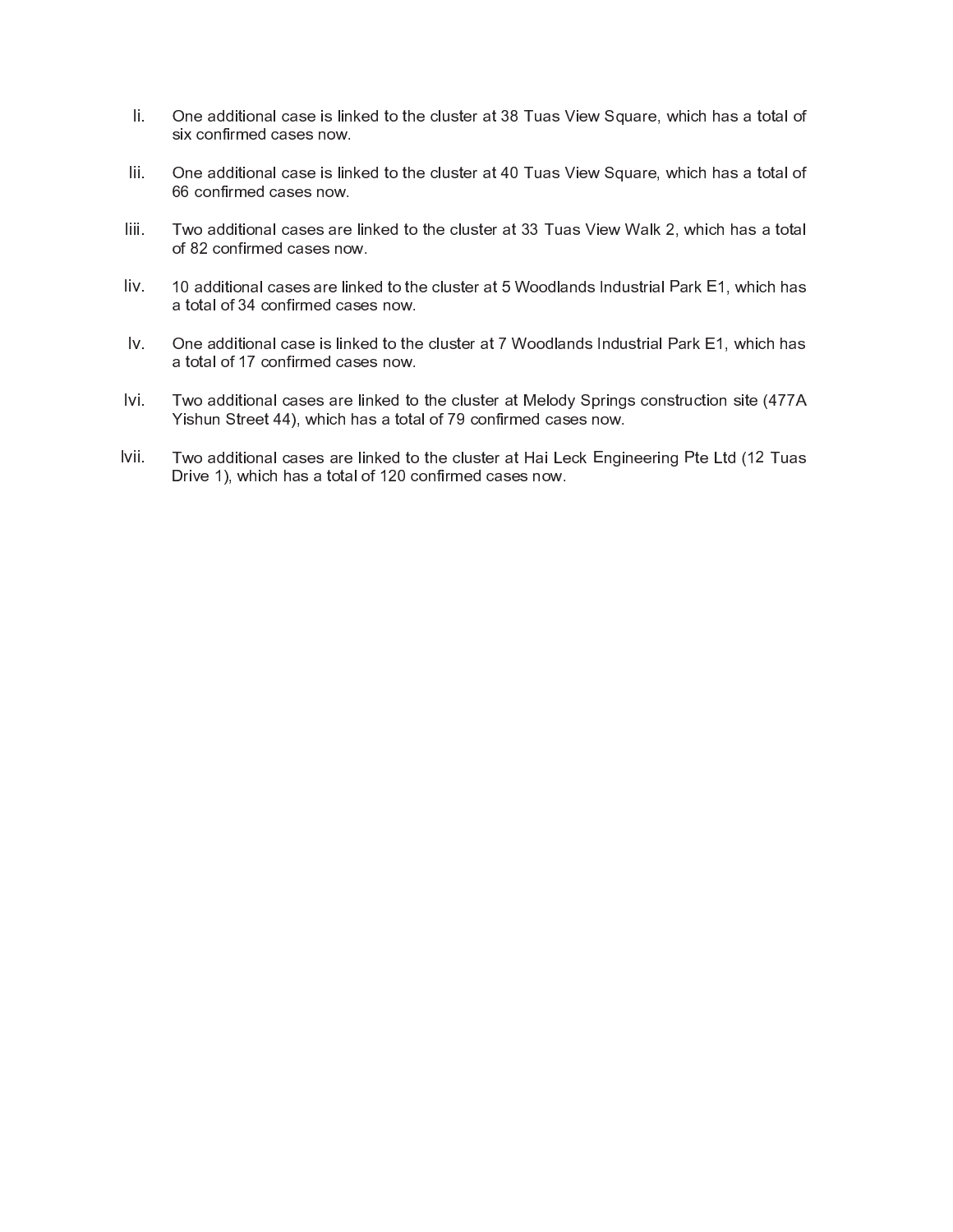li. One additional case is linked to the cluster at 38 Tuas View Square, which has a total of six confirmed cases now.

lii. One additional case is linked to the cluster at 40 Tuas View Square, which has a total of 66 confirmed cases now.

liii. Two additional cases are linked to the cluster at 33 Tuas View Walk 2, which has a total of 82 confirmed cases now.

liv. 10 additional cases are linked to the cluster at 5 Woodlands Industrial Park E1, which has a total of 34 confirmed cases now.

lv. One additional case is linked to the cluster at 7 Woodlands Industrial Park E1, which has a total of 17 confirmed cases now.

lvi. Two additional cases are linked to the cluster at Melody Springs construction site (477A Yishun Street 44), which has a total of 79 confirmed cases now.

lvii. Two additional cases are linked to the cluster at Hai Leck Engineering Pte Ltd (12 Tuas Drive 1), which has a total of 120 confirmed cases now.